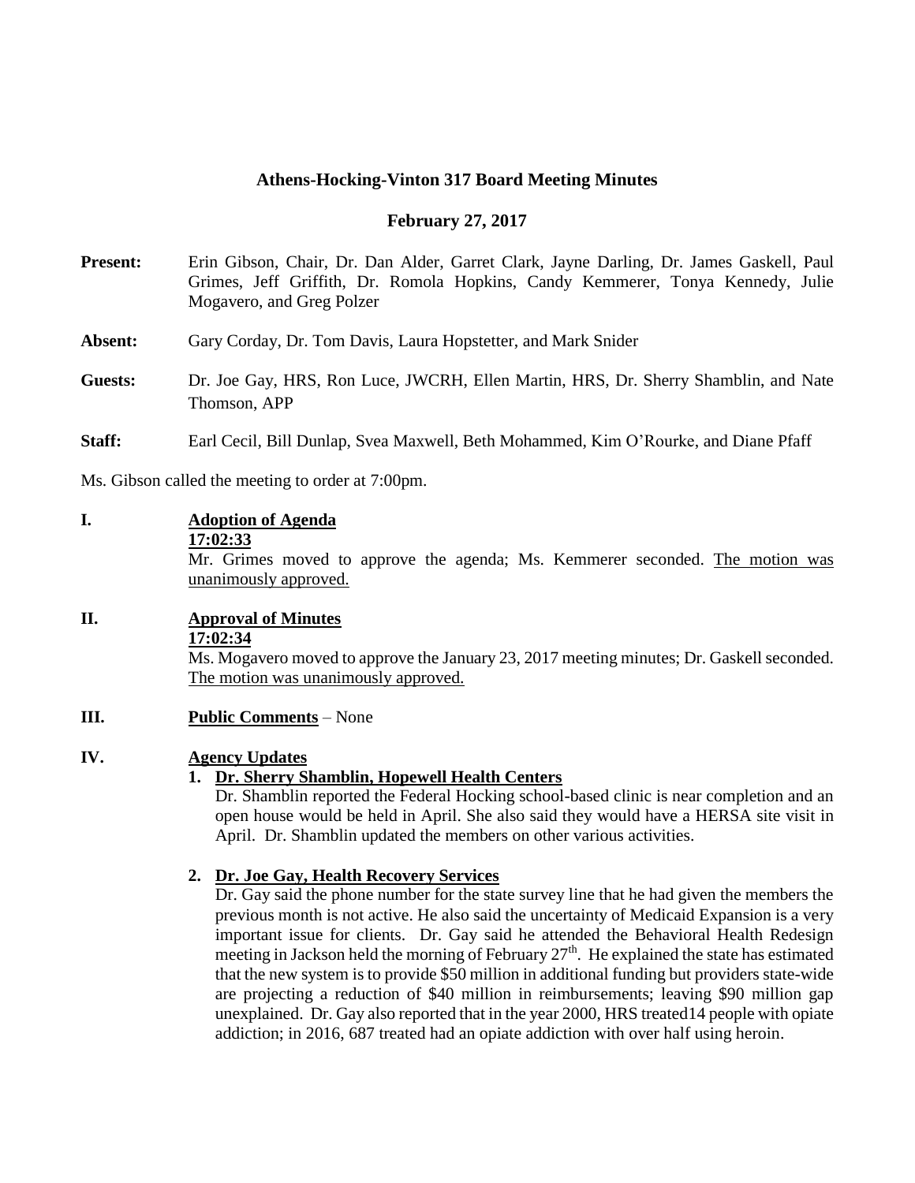# Athens-Hocking-Vinton 317 Board Meeting Minutes

## February 27, 2017

**Present:** Erin Gibson, Chair, Dr. Dan Alder, Garret Clark, Jayne Darling, Dr. James Gaskell, Paul Grimes, Jeff Griffith, Dr. Romola Hopkins, Candy Kemmerer, Tonya Kennedy, Julie Mogavero, and Greg Polzer

**Absent:** Gary Corday, Dr. Tom Davis, Laura Hopstetter, and Mark Snider

**Guests:** Dr. Joe Gay, HRS, Ron Luce, JWCRH, Ellen Martin, HRS, Dr. Sherry Shamblin, and Nate Thomson, APP

**Staff:** Earl Cecil, Bill Dunlap, Svea Maxwell, Beth Mohammed, Kim O'Rourke, and Diane Pfaff

Ms. Gibson called the meeting to order at 7:00pm.

**I. Adoption of Agenda**

**17:02:33**

Mr. Grimes moved to approve the agenda; Ms. Kemmerer seconded. The motion was unanimously approved.

**II. Approval of Minutes**

**17:02:34**

Ms. Mogavero moved to approve the January 23, 2017 meeting minutes; Dr. Gaskell seconded. The motion was unanimously approved.

**III. Public Comments** – None

**IV. Agency Updates**

1. **Dr. Sherry Shamblin, Hopewell Health Centers**

   Dr. Shamblin reported the Federal Hocking school-based clinic is near completion and an open house would be held in April. She also said they would have a HERSA site visit in April. Dr. Shamblin updated the members on other various activities.

2. **Dr. Joe Gay, Health Recovery Services**

   Dr. Gay said the phone number for the state survey line that he had given the members the previous month is not active. He also said the uncertainty of Medicaid Expansion is a very important issue for clients. Dr. Gay said he attended the Behavioral Health Redesign meeting in Jackson held the morning of February 27th. He explained the state has estimated that the new system is to provide $50 million in additional funding but providers state-wide are projecting a reduction of $40 million in reimbursements; leaving $90 million gap unexplained. Dr. Gay also reported that in the year 2000, HRS treated14 people with opiate addiction; in 2016, 687 treated had an opiate addiction with over half using heroin.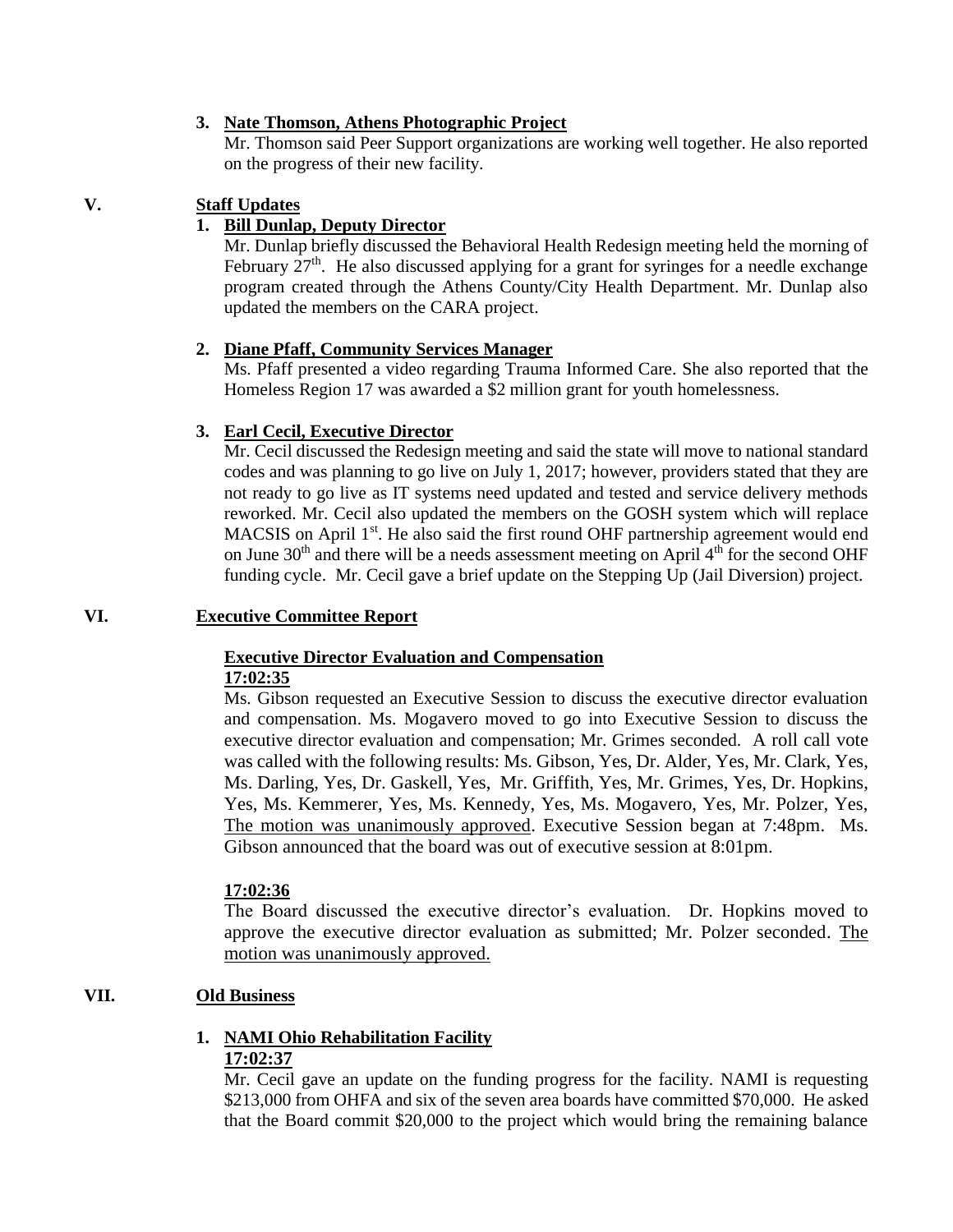**3. Nate Thomson, Athens Photographic Project**

Mr. Thomson said Peer Support organizations are working well together. He also reported on the progress of their new facility.

## V. Staff Updates

**1. Bill Dunlap, Deputy Director**

Mr. Dunlap briefly discussed the Behavioral Health Redesign meeting held the morning of February 27th. He also discussed applying for a grant for syringes for a needle exchange program created through the Athens County/City Health Department. Mr. Dunlap also updated the members on the CARA project.

**2. Diane Pfaff, Community Services Manager**

Ms. Pfaff presented a video regarding Trauma Informed Care. She also reported that the Homeless Region 17 was awarded a $2 million grant for youth homelessness.

**3. Earl Cecil, Executive Director**

Mr. Cecil discussed the Redesign meeting and said the state will move to national standard codes and was planning to go live on July 1, 2017; however, providers stated that they are not ready to go live as IT systems need updated and tested and service delivery methods reworked. Mr. Cecil also updated the members on the GOSH system which will replace MACSIS on April 1st. He also said the first round OHF partnership agreement would end on June 30th and there will be a needs assessment meeting on April 4th for the second OHF funding cycle. Mr. Cecil gave a brief update on the Stepping Up (Jail Diversion) project.

## VI. Executive Committee Report

**Executive Director Evaluation and Compensation**
**17:02:35**

Ms. Gibson requested an Executive Session to discuss the executive director evaluation and compensation. Ms. Mogavero moved to go into Executive Session to discuss the executive director evaluation and compensation; Mr. Grimes seconded. A roll call vote was called with the following results: Ms. Gibson, Yes, Dr. Alder, Yes, Mr. Clark, Yes, Ms. Darling, Yes, Dr. Gaskell, Yes, Mr. Griffith, Yes, Mr. Grimes, Yes, Dr. Hopkins, Yes, Ms. Kemmerer, Yes, Ms. Kennedy, Yes, Ms. Mogavero, Yes, Mr. Polzer, Yes, The motion was unanimously approved. Executive Session began at 7:48pm. Ms. Gibson announced that the board was out of executive session at 8:01pm.

**17:02:36**

The Board discussed the executive director's evaluation. Dr. Hopkins moved to approve the executive director evaluation as submitted; Mr. Polzer seconded. The motion was unanimously approved.

## VII. Old Business

**1. NAMI Ohio Rehabilitation Facility**
**17:02:37**

Mr. Cecil gave an update on the funding progress for the facility. NAMI is requesting $213,000 from OHFA and six of the seven area boards have committed $70,000. He asked that the Board commit $20,000 to the project which would bring the remaining balance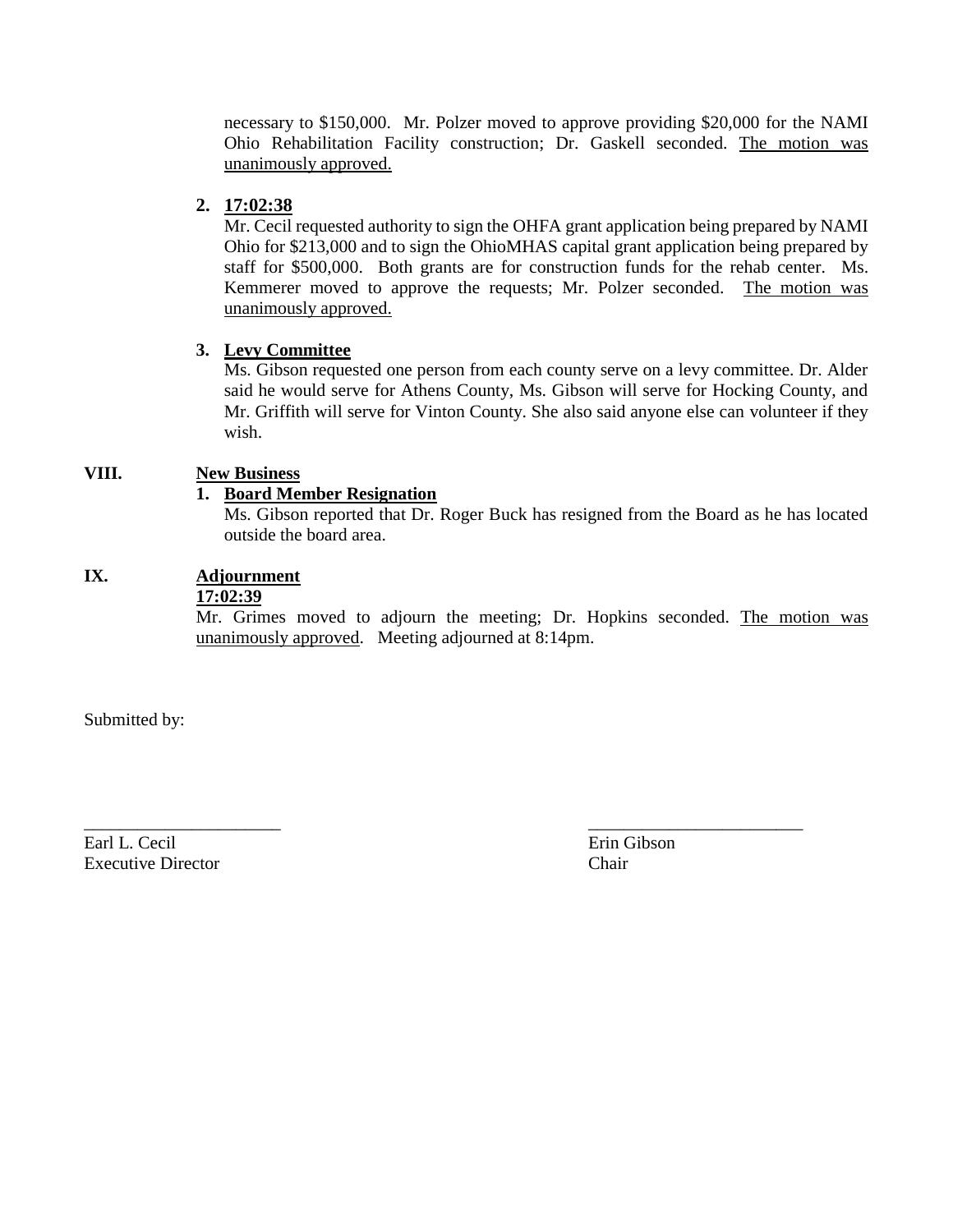necessary to $150,000. Mr. Polzer moved to approve providing $20,000 for the NAMI Ohio Rehabilitation Facility construction; Dr. Gaskell seconded. The motion was unanimously approved.

2. **17:02:38**

   Mr. Cecil requested authority to sign the OHFA grant application being prepared by NAMI Ohio for $213,000 and to sign the OhioMHAS capital grant application being prepared by staff for $500,000. Both grants are for construction funds for the rehab center. Ms. Kemmerer moved to approve the requests; Mr. Polzer seconded. The motion was unanimously approved.

3. **Levy Committee**

   Ms. Gibson requested one person from each county serve on a levy committee. Dr. Alder said he would serve for Athens County, Ms. Gibson will serve for Hocking County, and Mr. Griffith will serve for Vinton County. She also said anyone else can volunteer if they wish.

## VIII. New Business

1. **Board Member Resignation**

   Ms. Gibson reported that Dr. Roger Buck has resigned from the Board as he has located outside the board area.

## IX. Adjournment

**17:02:39**

Mr. Grimes moved to adjourn the meeting; Dr. Hopkins seconded. The motion was unanimously approved. Meeting adjourned at 8:14pm.

Submitted by:

______________________ ________________________

Earl L. Cecil
Executive Director

Erin Gibson
Chair